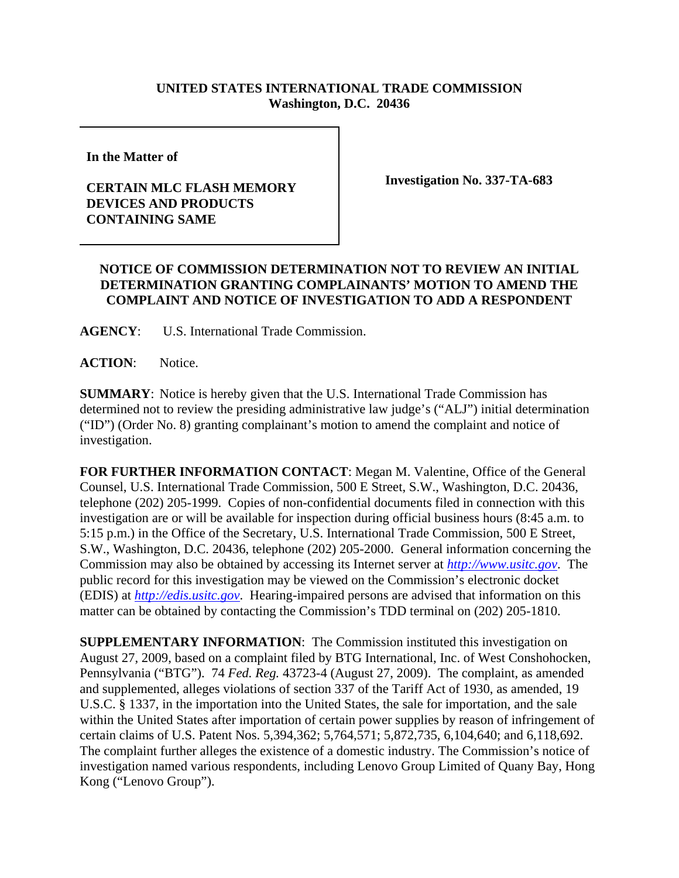**UNITED STATES INTERNATIONAL TRADE COMMISSION**
**Washington, D.C. 20436**

| | |
|---|---|
| **In the Matter of**<br><br>**CERTAIN MLC FLASH MEMORY DEVICES AND PRODUCTS CONTAINING SAME** | **Investigation No. 337-TA-683** |

**NOTICE OF COMMISSION DETERMINATION NOT TO REVIEW AN INITIAL DETERMINATION GRANTING COMPLAINANTS' MOTION TO AMEND THE COMPLAINT AND NOTICE OF INVESTIGATION TO ADD A RESPONDENT**

**AGENCY**: U.S. International Trade Commission.

**ACTION**: Notice.

**SUMMARY**: Notice is hereby given that the U.S. International Trade Commission has determined not to review the presiding administrative law judge's ("ALJ") initial determination ("ID") (Order No. 8) granting complainant's motion to amend the complaint and notice of investigation.

**FOR FURTHER INFORMATION CONTACT**: Megan M. Valentine, Office of the General Counsel, U.S. International Trade Commission, 500 E Street, S.W., Washington, D.C. 20436, telephone (202) 205-1999. Copies of non-confidential documents filed in connection with this investigation are or will be available for inspection during official business hours (8:45 a.m. to 5:15 p.m.) in the Office of the Secretary, U.S. International Trade Commission, 500 E Street, S.W., Washington, D.C. 20436, telephone (202) 205-2000. General information concerning the Commission may also be obtained by accessing its Internet server at *http://www.usitc.gov*. The public record for this investigation may be viewed on the Commission's electronic docket (EDIS) at *http://edis.usitc.gov*. Hearing-impaired persons are advised that information on this matter can be obtained by contacting the Commission's TDD terminal on (202) 205-1810.

**SUPPLEMENTARY INFORMATION**: The Commission instituted this investigation on August 27, 2009, based on a complaint filed by BTG International, Inc. of West Conshohocken, Pennsylvania ("BTG"). 74 *Fed. Reg.* 43723-4 (August 27, 2009). The complaint, as amended and supplemented, alleges violations of section 337 of the Tariff Act of 1930, as amended, 19 U.S.C. § 1337, in the importation into the United States, the sale for importation, and the sale within the United States after importation of certain power supplies by reason of infringement of certain claims of U.S. Patent Nos. 5,394,362; 5,764,571; 5,872,735, 6,104,640; and 6,118,692. The complaint further alleges the existence of a domestic industry. The Commission's notice of investigation named various respondents, including Lenovo Group Limited of Quany Bay, Hong Kong ("Lenovo Group").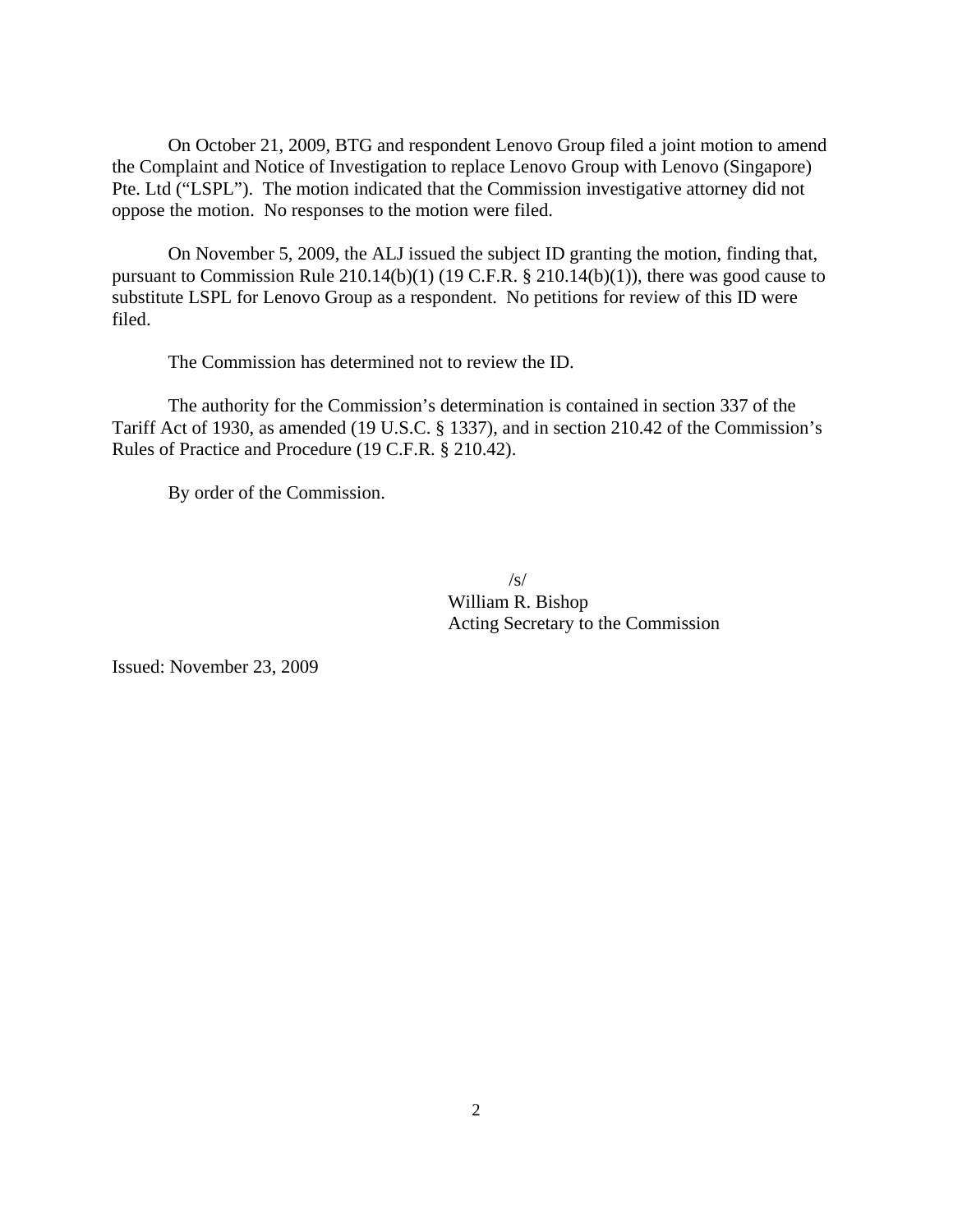On October 21, 2009, BTG and respondent Lenovo Group filed a joint motion to amend the Complaint and Notice of Investigation to replace Lenovo Group with Lenovo (Singapore) Pte. Ltd ("LSPL"). The motion indicated that the Commission investigative attorney did not oppose the motion. No responses to the motion were filed.

On November 5, 2009, the ALJ issued the subject ID granting the motion, finding that, pursuant to Commission Rule 210.14(b)(1) (19 C.F.R. § 210.14(b)(1)), there was good cause to substitute LSPL for Lenovo Group as a respondent. No petitions for review of this ID were filed.

The Commission has determined not to review the ID.

The authority for the Commission's determination is contained in section 337 of the Tariff Act of 1930, as amended (19 U.S.C. § 1337), and in section 210.42 of the Commission's Rules of Practice and Procedure (19 C.F.R. § 210.42).

By order of the Commission.

/s/
William R. Bishop
Acting Secretary to the Commission

Issued: November 23, 2009